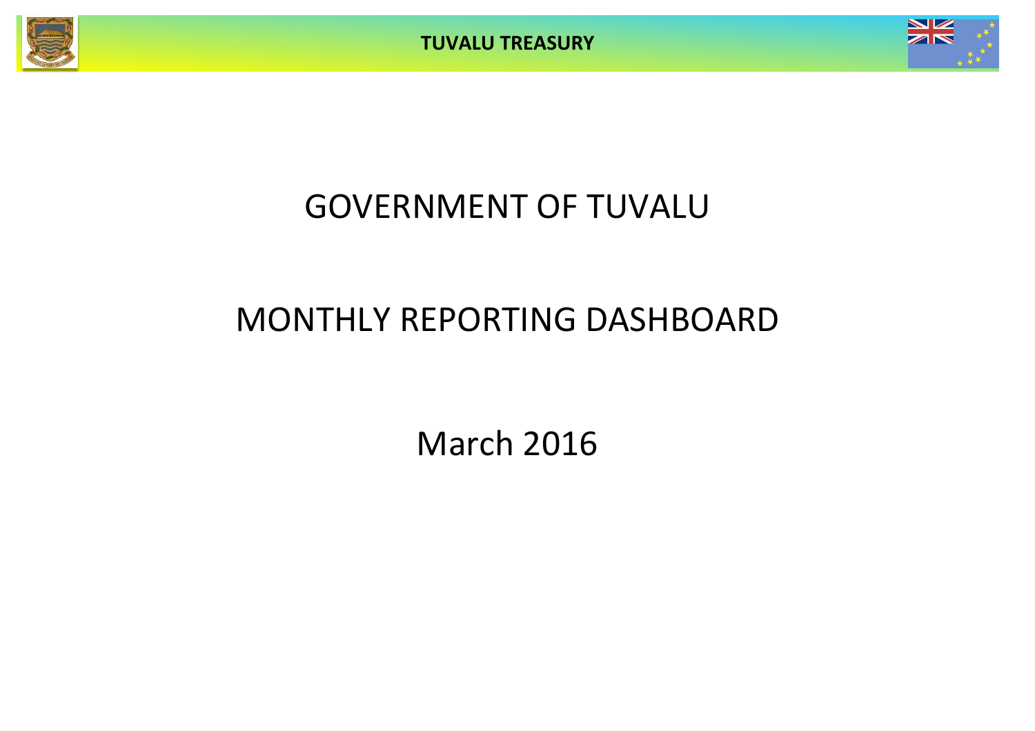# GOVERNMENT OF TUVALU

## MONTHLY REPORTING DASHBOARD

March 2016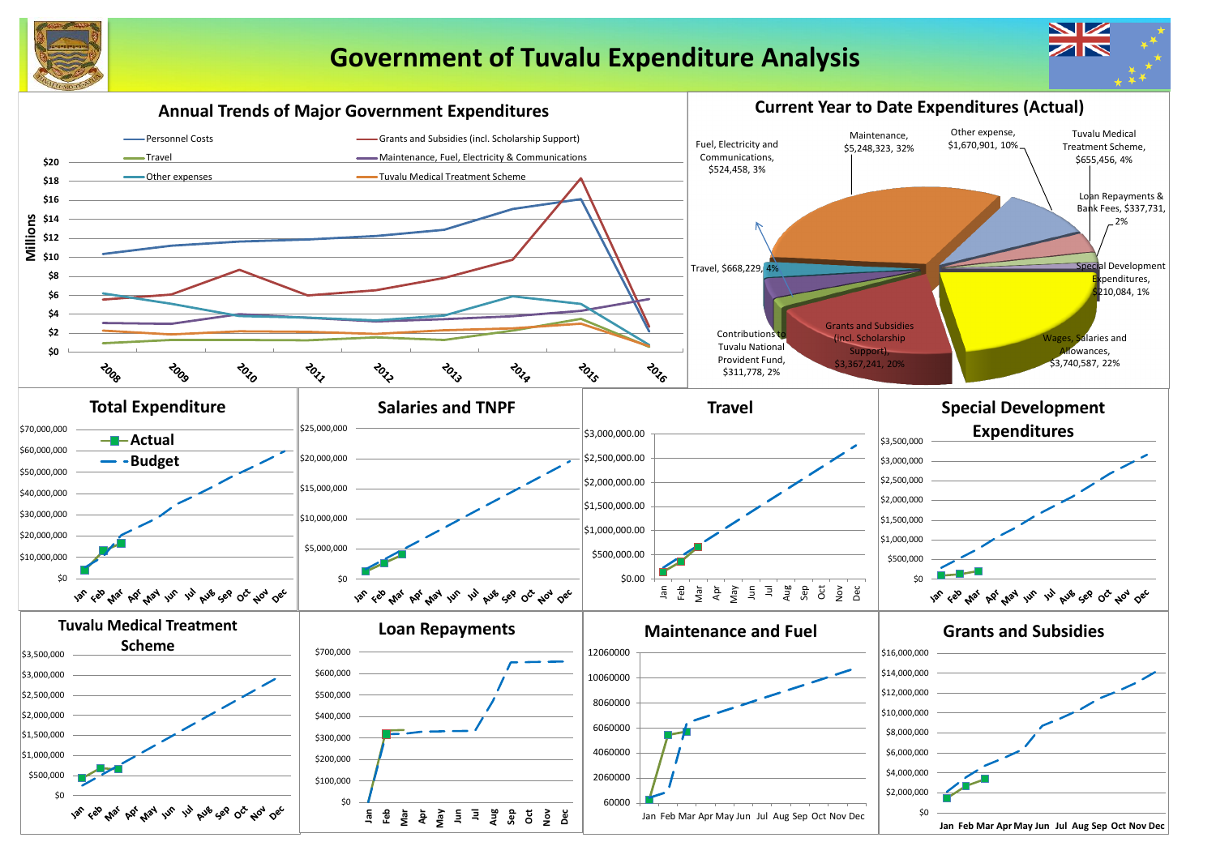# Government of Tuvalu Expenditure Analysis

## Annual Trends of Major Government Expenditures

Legend: Personnel Costs; Grants and Subsidies (incl. Scholarship Support); Travel; Maintenance, Fuel, Electricity & Communications; Other expenses; Tuvalu Medical Treatment Scheme

Millions: $0, $2, $4, $6, $8, $10, $12, $14, $16, $18, $20

2008, 2009, 2010, 2011, 2012, 2013, 2014, 2015, 2016

## Current Year to Date Expenditures (Actual)

- Fuel, Electricity and Communications, $524,458, 3%
- Maintenance, $5,248,323, 32%
- Other expense, $1,670,901, 10%
- Tuvalu Medical Treatment Scheme, $655,456, 4%
- Loan Repayments & Bank Fees, $337,731, 2%
- Special Development Expenditures, $210,084, 1%
- Wages, Salaries and Allowances, $3,740,587, 22%
- Grants and Subsidies (incl. Scholarship Support), $3,367,241, 20%
- Contributions to Tuvalu National Provident Fund, $311,778, 2%
- Travel, $668,229, 4%

## Total Expenditure

Legend: Actual; Budget

$0, $10,000,000, $20,000,000, $30,000,000, $40,000,000, $50,000,000, $60,000,000, $70,000,000

Jan Feb Mar Apr May Jun Jul Aug Sep Oct Nov Dec

## Salaries and TNPF

$0, $5,000,000, $10,000,000, $15,000,000, $20,000,000, $25,000,000

Jan Feb Mar Apr May Jun Jul Aug Sep Oct Nov Dec

## Travel

$0.00, $500,000.00, $1,000,000.00, $1,500,000.00, $2,000,000.00, $2,500,000.00, $3,000,000.00

Jan Feb Mar Apr May Jun Jul Aug Sep Oct Nov Dec

## Special Development Expenditures

$0, $500,000, $1,000,000, $1,500,000, $2,000,000, $2,500,000, $3,000,000, $3,500,000

Jan Feb Mar Apr May Jun Jul Aug Sep Oct Nov Dec

## Tuvalu Medical Treatment Scheme

$0, $500,000, $1,000,000, $1,500,000, $2,000,000, $2,500,000, $3,000,000, $3,500,000

Jan Feb Mar Apr May Jun Jul Aug Sep Oct Nov Dec

## Loan Repayments

$0, $100,000, $200,000, $300,000, $400,000, $500,000, $600,000, $700,000

Jan Feb Mar Apr May Jun Jul Aug Sep Oct Nov Dec

## Maintenance and Fuel

60000, 2060000, 4060000, 6060000, 8060000, 10060000, 12060000

Jan Feb Mar Apr May Jun Jul Aug Sep Oct Nov Dec

## Grants and Subsidies

$0, $2,000,000, $4,000,000, $6,000,000, $8,000,000, $10,000,000, $12,000,000, $14,000,000, $16,000,000

Jan Feb Mar Apr May Jun Jul Aug Sep Oct Nov Dec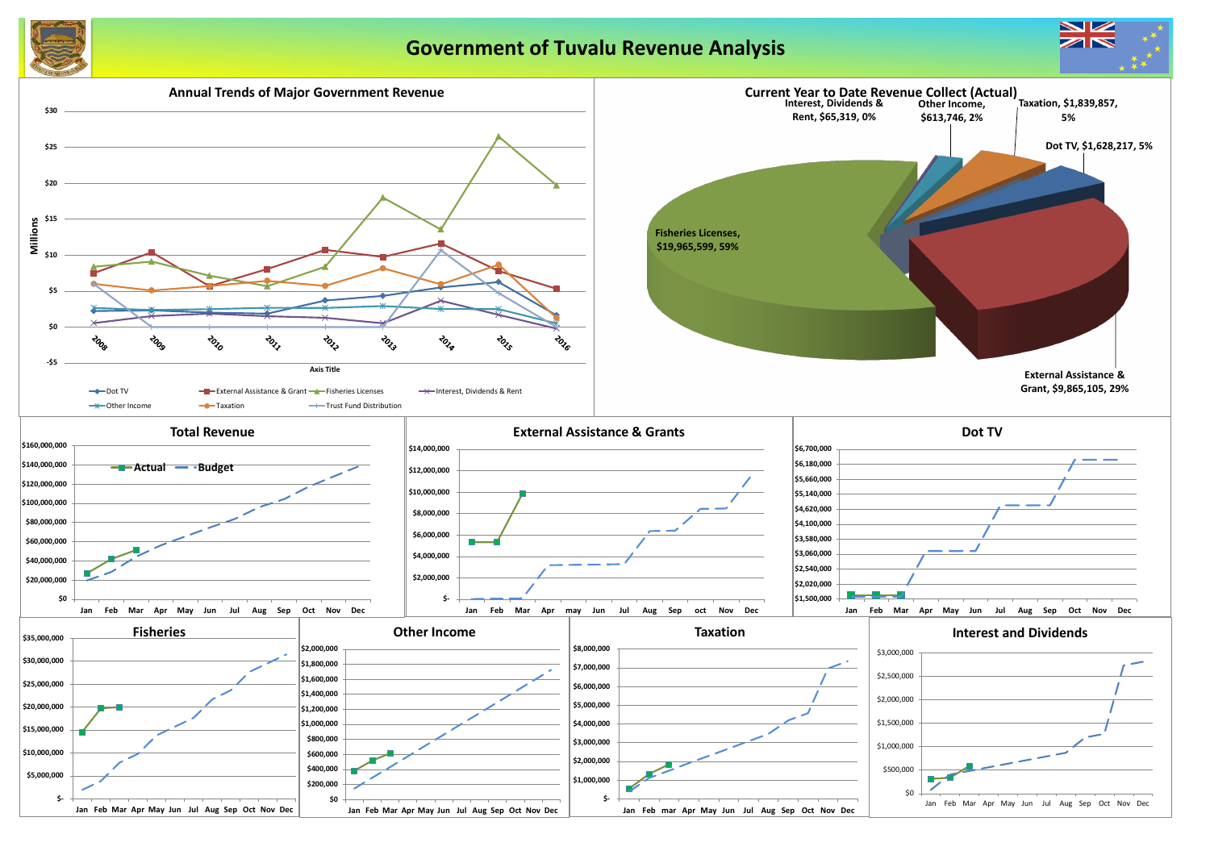# Government of Tuvalu Revenue Analysis

## Annual Trends of Major Government Revenue

Millions: $30, $25, $20, $15, $10, $5, $0, -$5

2008, 2009, 2010, 2011, 2012, 2013, 2014, 2015, 2016

Axis Title

Dot TV, External Assistance & Grant, Fisheries Licenses, Interest, Dividends & Rent, Other Income, Taxation, Trust Fund Distribution

## Current Year to Date Revenue Collect (Actual)

- Fisheries Licenses, $19,965,599, 59%
- External Assistance & Grant, $9,865,105, 29%
- Dot TV, $1,628,217, 5%
- Taxation, $1,839,857, 5%
- Other Income, $613,746, 2%
- Interest, Dividends & Rent, $65,319, 0%

## Total Revenue

Actual, Budget

## External Assistance & Grants

## Dot TV

## Fisheries

## Other Income

## Taxation

## Interest and Dividends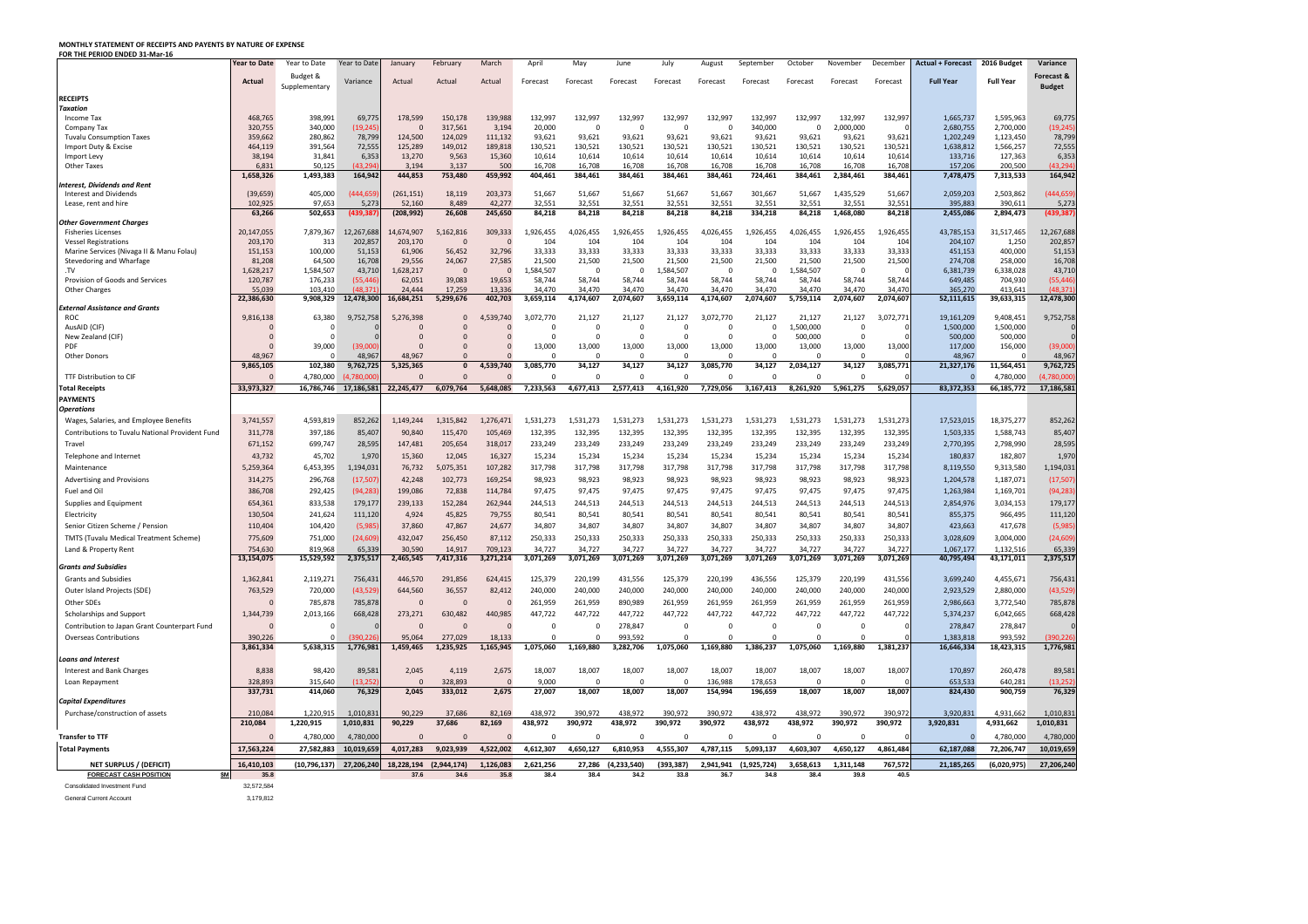**MONTHLY STATEMENT OF RECEIPTS AND PAYENTS BY NATURE OF EXPENSE**

**FOR THE PERIOD ENDED 31-Mar-16**

| | Year to Date | Year to Date | Year to Date | January | February | March | April | May | June | July | August | September | October | November | December | Actual + Forecast | 2016 Budget | Variance |
|---|---|---|---|---|---|---|---|---|---|---|---|---|---|---|---|---|---|---|
| | Actual | Budget & Supplementary | Variance | Actual | Actual | Actual | Forecast | Forecast | Forecast | Forecast | Forecast | Forecast | Forecast | Forecast | Forecast | Full Year | Full Year | Forecast & Budget |
| **RECEIPTS** | | | | | | | | | | | | | | | | | | |
| ***Taxation*** | | | | | | | | | | | | | | | | | | |
| Income Tax | 468,765 | 398,991 | 69,775 | 178,599 | 150,178 | 139,988 | 132,997 | 132,997 | 132,997 | 132,997 | 132,997 | 132,997 | 132,997 | 132,997 | 132,997 | 1,665,737 | 1,595,963 | 69,775 |
| Company Tax | 320,755 | 340,000 | (19,245) | 0 | 317,561 | 3,194 | 20,000 | 0 | 0 | 0 | 0 | 340,000 | 0 | 2,000,000 | 0 | 2,680,755 | 2,700,000 | (19,245) |
| Tuvalu Consumption Taxes | 359,662 | 280,862 | 78,799 | 124,500 | 124,029 | 111,132 | 93,621 | 93,621 | 93,621 | 93,621 | 93,621 | 93,621 | 93,621 | 93,621 | 93,621 | 1,202,249 | 1,123,450 | 78,799 |
| Import Duty & Excise | 464,119 | 391,564 | 72,555 | 125,289 | 149,012 | 189,818 | 130,521 | 130,521 | 130,521 | 130,521 | 130,521 | 130,521 | 130,521 | 130,521 | 130,521 | 1,638,812 | 1,566,257 | 72,555 |
| Import Levy | 38,194 | 31,841 | 6,353 | 13,270 | 9,563 | 15,360 | 10,614 | 10,614 | 10,614 | 10,614 | 10,614 | 10,614 | 10,614 | 10,614 | 10,614 | 133,716 | 127,363 | 6,353 |
| Other Taxes | 6,831 | 50,125 | (43,294) | 3,194 | 3,137 | 500 | 16,708 | 16,708 | 16,708 | 16,708 | 16,708 | 16,708 | 16,708 | 16,708 | 16,708 | 157,206 | 200,500 | (43,294) |
| | 1,658,326 | 1,493,383 | 164,942 | 444,853 | 753,480 | 459,992 | 404,461 | 384,461 | 384,461 | 384,461 | 384,461 | 724,461 | 384,461 | 2,384,461 | 384,461 | 7,478,475 | 7,313,533 | 164,942 |
| ***Interest, Dividends and Rent*** | | | | | | | | | | | | | | | | | | |
| Interest and Dividends | (39,659) | 405,000 | (444,659) | (261,151) | 18,119 | 203,373 | 51,667 | 51,667 | 51,667 | 51,667 | 51,667 | 301,667 | 51,667 | 1,435,529 | 51,667 | 2,059,203 | 2,503,862 | (444,659) |
| Lease, rent and hire | 102,925 | 97,653 | 5,273 | 52,160 | 8,489 | 42,277 | 32,551 | 32,551 | 32,551 | 32,551 | 32,551 | 32,551 | 32,551 | 32,551 | 32,551 | 395,883 | 390,611 | 5,273 |
| | 63,266 | 502,653 | (439,387) | (208,992) | 26,608 | 245,650 | 84,218 | 84,218 | 84,218 | 84,218 | 84,218 | 334,218 | 84,218 | 1,468,080 | 84,218 | 2,455,086 | 2,894,473 | (439,387) |
| ***Other Government Charges*** | | | | | | | | | | | | | | | | | | |
| Fisheries Licenses | 20,147,055 | 7,879,367 | 12,267,688 | 14,674,907 | 5,162,816 | 309,333 | 1,926,455 | 4,026,455 | 1,926,455 | 1,926,455 | 4,026,455 | 1,926,455 | 4,026,455 | 1,926,455 | 1,926,455 | 43,785,153 | 31,517,465 | 12,267,688 |
| Vessel Registrations | 203,170 | 313 | 202,857 | 203,170 | 0 | 0 | 104 | 104 | 104 | 104 | 104 | 104 | 104 | 104 | 104 | 204,107 | 1,250 | 202,857 |
| Marine Services (Nivaga II & Manu Folau) | 151,153 | 100,000 | 51,153 | 61,906 | 56,452 | 32,796 | 33,333 | 33,333 | 33,333 | 33,333 | 33,333 | 33,333 | 33,333 | 33,333 | 33,333 | 451,153 | 400,000 | 51,153 |
| Stevedoring and Wharfage | 81,208 | 64,500 | 16,708 | 29,556 | 24,067 | 27,585 | 21,500 | 21,500 | 21,500 | 21,500 | 21,500 | 21,500 | 21,500 | 21,500 | 21,500 | 274,708 | 258,000 | 16,708 |
| .TV | 1,628,217 | 1,584,507 | 43,710 | 1,628,217 | 0 | 0 | 1,584,507 | 0 | 0 | 1,584,507 | 0 | 0 | 1,584,507 | 0 | 0 | 6,381,739 | 6,338,028 | 43,710 |
| Provision of Goods and Services | 120,787 | 176,233 | (55,446) | 62,051 | 39,083 | 19,653 | 58,744 | 58,744 | 58,744 | 58,744 | 58,744 | 58,744 | 58,744 | 58,744 | 58,744 | 649,485 | 704,930 | (55,446) |
| Other Charges | 55,039 | 103,410 | (48,371) | 24,444 | 17,259 | 13,336 | 34,470 | 34,470 | 34,470 | 34,470 | 34,470 | 34,470 | 34,470 | 34,470 | 34,470 | 365,270 | 413,641 | (48,371) |
| | 22,386,630 | 9,908,329 | 12,478,300 | 16,684,251 | 5,299,676 | 402,703 | 3,659,114 | 4,174,607 | 2,074,607 | 3,659,114 | 4,174,607 | 2,074,607 | 5,759,114 | 2,074,607 | 2,074,607 | 52,111,615 | 39,633,315 | 12,478,300 |
| ***External Assistance and Grants*** | | | | | | | | | | | | | | | | | | |
| ROC | 9,816,138 | 63,380 | 9,752,758 | 5,276,398 | 0 | 4,539,740 | 3,072,770 | 21,127 | 21,127 | 21,127 | 3,072,770 | 21,127 | 21,127 | 21,127 | 3,072,771 | 19,161,209 | 9,408,451 | 9,752,758 |
| AusAID (CIF) | 0 | 0 | 0 | 0 | 0 | 0 | 0 | 0 | 0 | 0 | 0 | 0 | 1,500,000 | 0 | 0 | 1,500,000 | 1,500,000 | 0 |
| New Zealand (CIF) | 0 | 0 | 0 | 0 | 0 | 0 | 0 | 0 | 0 | 0 | 0 | 0 | 500,000 | 0 | 0 | 500,000 | 500,000 | 0 |
| PDF | 0 | 39,000 | (39,000) | 0 | 0 | 0 | 13,000 | 13,000 | 13,000 | 13,000 | 13,000 | 13,000 | 13,000 | 13,000 | 13,000 | 117,000 | 156,000 | (39,000) |
| Other Donors | 48,967 | 0 | 48,967 | 48,967 | 0 | 0 | 0 | 0 | 0 | 0 | 0 | 0 | 0 | 0 | 0 | 48,967 | 0 | 48,967 |
| | 9,865,105 | 102,380 | 9,762,725 | 5,325,365 | 0 | 4,539,740 | 3,085,770 | 34,127 | 34,127 | 34,127 | 3,085,770 | 34,127 | 2,034,127 | 34,127 | 3,085,771 | 21,327,176 | 11,564,451 | 9,762,725 |
| TTF Distribution to CIF | 0 | 4,780,000 | (4,780,000) | 0 | 0 | 0 | 0 | 0 | 0 | 0 | 0 | 0 | 0 | 0 | 0 | 0 | 4,780,000 | (4,780,000) |
| **Total Receipts** | 33,973,327 | 16,786,746 | 17,186,581 | 22,245,477 | 6,079,764 | 5,648,085 | 7,233,563 | 4,677,413 | 2,577,413 | 4,161,920 | 7,729,056 | 3,167,413 | 8,261,920 | 5,961,275 | 5,629,057 | 83,372,353 | 66,185,772 | 17,186,581 |
| **PAYMENTS** | | | | | | | | | | | | | | | | | | |
| ***Operations*** | | | | | | | | | | | | | | | | | | |
| Wages, Salaries, and Employee Benefits | 3,741,557 | 4,593,819 | 852,262 | 1,149,244 | 1,315,842 | 1,276,471 | 1,531,273 | 1,531,273 | 1,531,273 | 1,531,273 | 1,531,273 | 1,531,273 | 1,531,273 | 1,531,273 | 1,531,273 | 17,523,015 | 18,375,277 | 852,262 |
| Contributions to Tuvalu National Provident Fund | 311,778 | 397,186 | 85,407 | 90,840 | 115,470 | 105,469 | 132,395 | 132,395 | 132,395 | 132,395 | 132,395 | 132,395 | 132,395 | 132,395 | 132,395 | 1,503,335 | 1,588,743 | 85,407 |
| Travel | 671,152 | 699,747 | 28,595 | 147,481 | 205,654 | 318,017 | 233,249 | 233,249 | 233,249 | 233,249 | 233,249 | 233,249 | 233,249 | 233,249 | 233,249 | 2,770,395 | 2,798,990 | 28,595 |
| Telephone and Internet | 43,732 | 45,702 | 1,970 | 15,360 | 12,045 | 16,327 | 15,234 | 15,234 | 15,234 | 15,234 | 15,234 | 15,234 | 15,234 | 15,234 | 15,234 | 180,837 | 182,807 | 1,970 |
| Maintenance | 5,259,364 | 6,453,395 | 1,194,031 | 76,732 | 5,075,351 | 107,282 | 317,798 | 317,798 | 317,798 | 317,798 | 317,798 | 317,798 | 317,798 | 317,798 | 317,798 | 8,119,550 | 9,313,580 | 1,194,031 |
| Advertising and Provisions | 314,275 | 296,768 | (17,507) | 42,248 | 102,773 | 169,254 | 98,923 | 98,923 | 98,923 | 98,923 | 98,923 | 98,923 | 98,923 | 98,923 | 98,923 | 1,204,578 | 1,187,071 | (17,507) |
| Fuel and Oil | 386,708 | 292,425 | (94,283) | 199,086 | 72,838 | 114,784 | 97,475 | 97,475 | 97,475 | 97,475 | 97,475 | 97,475 | 97,475 | 97,475 | 97,475 | 1,263,984 | 1,169,701 | (94,283) |
| Supplies and Equipment | 654,361 | 833,538 | 179,177 | 239,133 | 152,284 | 262,944 | 244,513 | 244,513 | 244,513 | 244,513 | 244,513 | 244,513 | 244,513 | 244,513 | 244,513 | 2,854,976 | 3,034,153 | 179,177 |
| Electricity | 130,504 | 241,624 | 111,120 | 4,924 | 45,825 | 79,755 | 80,541 | 80,541 | 80,541 | 80,541 | 80,541 | 80,541 | 80,541 | 80,541 | 80,541 | 855,375 | 966,495 | 111,120 |
| Senior Citizen Scheme / Pension | 110,404 | 104,420 | (5,985) | 37,860 | 47,867 | 24,677 | 34,807 | 34,807 | 34,807 | 34,807 | 34,807 | 34,807 | 34,807 | 34,807 | 34,807 | 423,663 | 417,678 | (5,985) |
| TMTS (Tuvalu Medical Treatment Scheme) | 775,609 | 751,000 | (24,609) | 432,047 | 256,450 | 87,112 | 250,333 | 250,333 | 250,333 | 250,333 | 250,333 | 250,333 | 250,333 | 250,333 | 250,333 | 3,028,609 | 3,004,000 | (24,609) |
| Land & Property Rent | 754,630 | 819,968 | 65,339 | 30,590 | 14,917 | 709,123 | 34,727 | 34,727 | 34,727 | 34,727 | 34,727 | 34,727 | 34,727 | 34,727 | 34,727 | 1,067,177 | 1,132,516 | 65,339 |
| | 13,154,075 | 15,529,592 | 2,375,517 | 2,465,545 | 7,417,316 | 3,271,214 | 3,071,269 | 3,071,269 | 3,071,269 | 3,071,269 | 3,071,269 | 3,071,269 | 3,071,269 | 3,071,269 | 3,071,269 | 40,795,494 | 43,171,011 | 2,375,517 |
| ***Grants and Subsidies*** | | | | | | | | | | | | | | | | | | |
| Grants and Subsidies | 1,362,841 | 2,119,271 | 756,431 | 446,570 | 291,856 | 624,415 | 125,379 | 220,199 | 431,556 | 125,379 | 220,199 | 436,556 | 125,379 | 220,199 | 431,556 | 3,699,240 | 4,455,671 | 756,431 |
| Outer Island Projects (SDE) | 763,529 | 720,000 | (43,529) | 644,560 | 36,557 | 82,412 | 240,000 | 240,000 | 240,000 | 240,000 | 240,000 | 240,000 | 240,000 | 240,000 | 240,000 | 2,923,529 | 2,880,000 | (43,529) |
| Other SDEs | 0 | 785,878 | 785,878 | 0 | 0 | 0 | 261,959 | 261,959 | 890,989 | 261,959 | 261,959 | 261,959 | 261,959 | 261,959 | 261,959 | 2,986,663 | 3,772,540 | 785,878 |
| Scholarships and Support | 1,344,739 | 2,013,166 | 668,428 | 273,271 | 630,482 | 440,985 | 447,722 | 447,722 | 447,722 | 447,722 | 447,722 | 447,722 | 447,722 | 447,722 | 447,722 | 5,374,237 | 6,042,665 | 668,428 |
| Contribution to Japan Grant Counterpart Fund | 0 | 0 | 0 | 0 | 0 | 0 | 0 | 0 | 278,847 | 0 | 0 | 0 | 0 | 0 | 0 | 278,847 | 278,847 | 0 |
| Overseas Contributions | 390,226 | 0 | (390,226) | 95,064 | 277,029 | 18,133 | 0 | 0 | 993,592 | 0 | 0 | 0 | 0 | 0 | 0 | 1,383,818 | 993,592 | (390,226) |
| | 3,861,334 | 5,638,315 | 1,776,981 | 1,459,465 | 1,235,925 | 1,165,945 | 1,075,060 | 1,169,880 | 3,282,706 | 1,075,060 | 1,169,880 | 1,386,237 | 1,075,060 | 1,169,880 | 1,381,237 | 16,646,334 | 18,423,315 | 1,776,981 |
| ***Loans and Interest*** | | | | | | | | | | | | | | | | | | |
| Interest and Bank Charges | 8,838 | 98,420 | 89,581 | 2,045 | 4,119 | 2,675 | 18,007 | 18,007 | 18,007 | 18,007 | 18,007 | 18,007 | 18,007 | 18,007 | 18,007 | 170,897 | 260,478 | 89,581 |
| Loan Repayment | 328,893 | 315,640 | (13,252) | 0 | 328,893 | 0 | 9,000 | 0 | 0 | 0 | 136,988 | 178,653 | 0 | 0 | 0 | 653,533 | 640,281 | (13,252) |
| | 337,731 | 414,060 | 76,329 | 2,045 | 333,012 | 2,675 | 27,007 | 18,007 | 18,007 | 18,007 | 154,994 | 196,659 | 18,007 | 18,007 | 18,007 | 824,430 | 900,759 | 76,329 |
| ***Capital Expenditures*** | | | | | | | | | | | | | | | | | | |
| Purchase/construction of assets | 210,084 | 1,220,915 | 1,010,831 | 90,229 | 37,686 | 82,169 | 438,972 | 390,972 | 438,972 | 390,972 | 390,972 | 438,972 | 438,972 | 390,972 | 390,972 | 3,920,831 | 4,931,662 | 1,010,831 |
| | 210,084 | 1,220,915 | 1,010,831 | 90,229 | 37,686 | 82,169 | 438,972 | 390,972 | 438,972 | 390,972 | 390,972 | 438,972 | 438,972 | 390,972 | 390,972 | 3,920,831 | 4,931,662 | 1,010,831 |
| **Transfer to TTF** | 0 | 4,780,000 | 4,780,000 | 0 | 0 | 0 | 0 | 0 | 0 | 0 | 0 | 0 | 0 | 0 | 0 | 0 | 4,780,000 | 4,780,000 |
| **Total Payments** | 17,563,224 | 27,582,883 | 10,019,659 | 4,017,283 | 9,023,939 | 4,522,002 | 4,612,307 | 4,650,127 | 6,810,953 | 4,555,307 | 4,787,115 | 5,093,137 | 4,603,307 | 4,650,127 | 4,861,484 | 62,187,088 | 72,206,747 | 10,019,659 |
| **NET SURPLUS / (DEFICIT)** | 16,410,103 | (10,796,137) | 27,206,240 | 18,228,194 | (2,944,174) | 1,126,083 | 2,621,256 | 27,286 | (4,233,540) | (393,387) | 2,941,941 | (1,925,724) | 3,658,613 | 1,311,148 | 767,572 | 21,185,265 | (6,020,975) | 27,206,240 |
| **FORECAST CASH POSITION** $M | 35.8 | | | 37.6 | 34.6 | 35.8 | 38.4 | 38.4 | 34.2 | 33.8 | 36.7 | 34.8 | 38.4 | 39.8 | 40.5 | | | |
| Consolidated Investment Fund | 32,572,584 | | | | | | | | | | | | | | | | | |
| General Current Account | 3,179,812 | | | | | | | | | | | | | | | | | |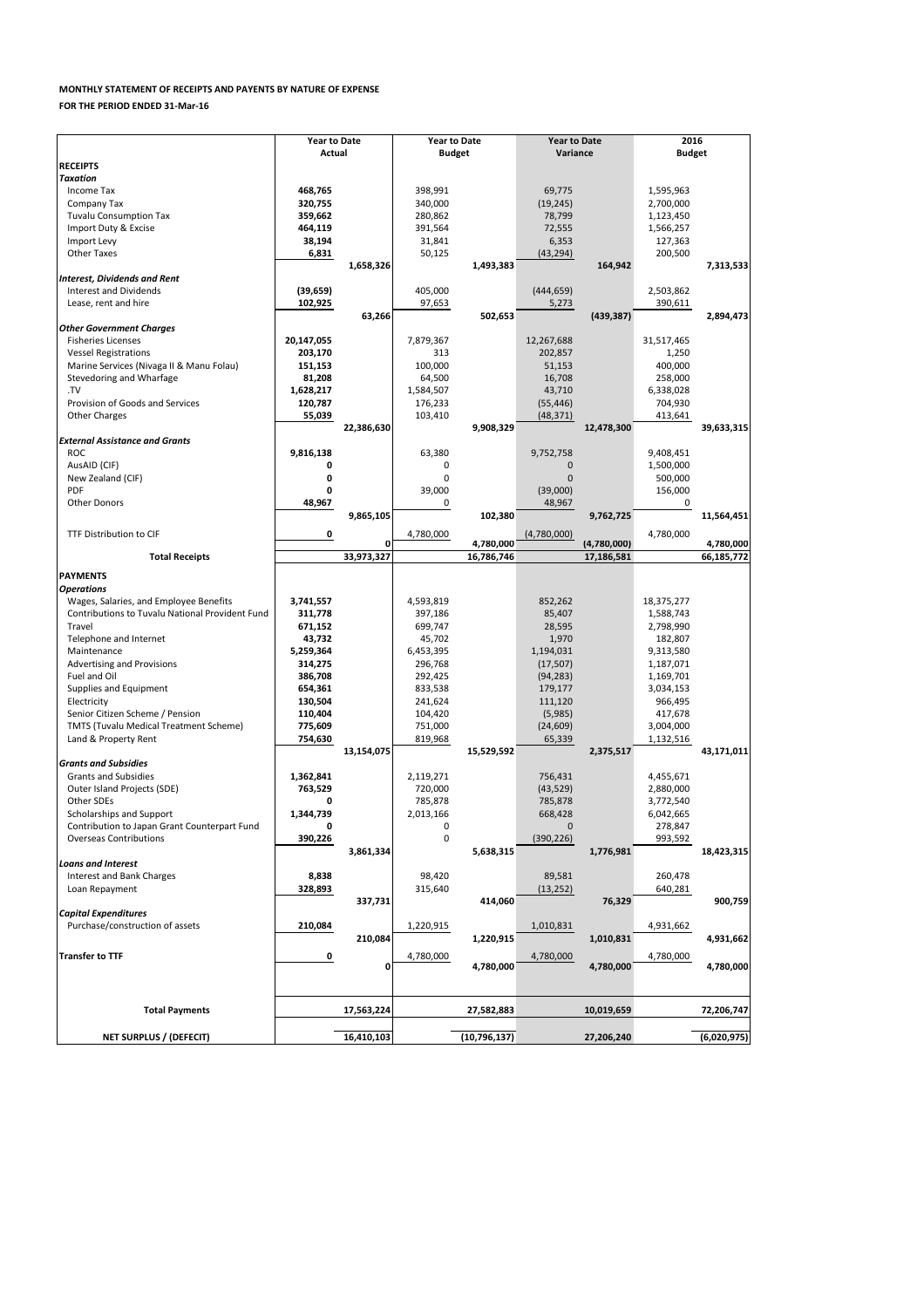**MONTHLY STATEMENT OF RECEIPTS AND PAYENTS BY NATURE OF EXPENSE**

**FOR THE PERIOD ENDED 31-Mar-16**

| | Year to Date Actual | | Year to Date Budget | | Year to Date Variance | | 2016 Budget | |
|---|---|---|---|---|---|---|---|---|
| **RECEIPTS** | | | | | | | | |
| ***Taxation*** | | | | | | | | |
| Income Tax | **468,765** | | 398,991 | | 69,775 | | 1,595,963 | |
| Company Tax | **320,755** | | 340,000 | | (19,245) | | 2,700,000 | |
| Tuvalu Consumption Tax | **359,662** | | 280,862 | | 78,799 | | 1,123,450 | |
| Import Duty & Excise | **464,119** | | 391,564 | | 72,555 | | 1,566,257 | |
| Import Levy | **38,194** | | 31,841 | | 6,353 | | 127,363 | |
| Other Taxes | **6,831** | | 50,125 | | (43,294) | | 200,500 | |
| | | **1,658,326** | | **1,493,383** | | **164,942** | | **7,313,533** |
| ***Interest, Dividends and Rent*** | | | | | | | | |
| Interest and Dividends | **(39,659)** | | 405,000 | | (444,659) | | 2,503,862 | |
| Lease, rent and hire | **102,925** | | 97,653 | | 5,273 | | 390,611 | |
| | | **63,266** | | **502,653** | | **(439,387)** | | **2,894,473** |
| ***Other Government Charges*** | | | | | | | | |
| Fisheries Licenses | **20,147,055** | | 7,879,367 | | 12,267,688 | | 31,517,465 | |
| Vessel Registrations | **203,170** | | 313 | | 202,857 | | 1,250 | |
| Marine Services (Nivaga II & Manu Folau) | **151,153** | | 100,000 | | 51,153 | | 400,000 | |
| Stevedoring and Wharfage | **81,208** | | 64,500 | | 16,708 | | 258,000 | |
| .TV | **1,628,217** | | 1,584,507 | | 43,710 | | 6,338,028 | |
| Provision of Goods and Services | **120,787** | | 176,233 | | (55,446) | | 704,930 | |
| Other Charges | **55,039** | | 103,410 | | (48,371) | | 413,641 | |
| | | **22,386,630** | | **9,908,329** | | **12,478,300** | | **39,633,315** |
| ***External Assistance and Grants*** | | | | | | | | |
| ROC | **9,816,138** | | 63,380 | | 9,752,758 | | 9,408,451 | |
| AusAID (CIF) | **0** | | 0 | | 0 | | 1,500,000 | |
| New Zealand (CIF) | **0** | | 0 | | 0 | | 500,000 | |
| PDF | **0** | | 39,000 | | (39,000) | | 156,000 | |
| Other Donors | **48,967** | | 0 | | 48,967 | | 0 | |
| | | **9,865,105** | | **102,380** | | **9,762,725** | | **11,564,451** |
| TTF Distribution to CIF | **0** | | 4,780,000 | | (4,780,000) | | 4,780,000 | |
| | | **0** | | **4,780,000** | | **(4,780,000)** | | **4,780,000** |
| **Total Receipts** | | **33,973,327** | | **16,786,746** | | **17,186,581** | | **66,185,772** |
| **PAYMENTS** | | | | | | | | |
| ***Operations*** | | | | | | | | |
| Wages, Salaries, and Employee Benefits | **3,741,557** | | 4,593,819 | | 852,262 | | 18,375,277 | |
| Contributions to Tuvalu National Provident Fund | **311,778** | | 397,186 | | 85,407 | | 1,588,743 | |
| Travel | **671,152** | | 699,747 | | 28,595 | | 2,798,990 | |
| Telephone and Internet | **43,732** | | 45,702 | | 1,970 | | 182,807 | |
| Maintenance | **5,259,364** | | 6,453,395 | | 1,194,031 | | 9,313,580 | |
| Advertising and Provisions | **314,275** | | 296,768 | | (17,507) | | 1,187,071 | |
| Fuel and Oil | **386,708** | | 292,425 | | (94,283) | | 1,169,701 | |
| Supplies and Equipment | **654,361** | | 833,538 | | 179,177 | | 3,034,153 | |
| Electricity | **130,504** | | 241,624 | | 111,120 | | 966,495 | |
| Senior Citizen Scheme / Pension | **110,404** | | 104,420 | | (5,985) | | 417,678 | |
| TMTS (Tuvalu Medical Treatment Scheme) | **775,609** | | 751,000 | | (24,609) | | 3,004,000 | |
| Land & Property Rent | **754,630** | | 819,968 | | 65,339 | | 1,132,516 | |
| | | **13,154,075** | | **15,529,592** | | **2,375,517** | | **43,171,011** |
| ***Grants and Subsidies*** | | | | | | | | |
| Grants and Subsidies | **1,362,841** | | 2,119,271 | | 756,431 | | 4,455,671 | |
| Outer Island Projects (SDE) | **763,529** | | 720,000 | | (43,529) | | 2,880,000 | |
| Other SDEs | **0** | | 785,878 | | 785,878 | | 3,772,540 | |
| Scholarships and Support | **1,344,739** | | 2,013,166 | | 668,428 | | 6,042,665 | |
| Contribution to Japan Grant Counterpart Fund | **0** | | 0 | | 0 | | 278,847 | |
| Overseas Contributions | **390,226** | | 0 | | (390,226) | | 993,592 | |
| | | **3,861,334** | | **5,638,315** | | **1,776,981** | | **18,423,315** |
| ***Loans and Interest*** | | | | | | | | |
| Interest and Bank Charges | **8,838** | | 98,420 | | 89,581 | | 260,478 | |
| Loan Repayment | **328,893** | | 315,640 | | (13,252) | | 640,281 | |
| | | **337,731** | | **414,060** | | **76,329** | | **900,759** |
| ***Capital Expenditures*** | | | | | | | | |
| Purchase/construction of assets | **210,084** | | 1,220,915 | | 1,010,831 | | 4,931,662 | |
| | | **210,084** | | **1,220,915** | | **1,010,831** | | **4,931,662** |
| **Transfer to TTF** | **0** | | 4,780,000 | | 4,780,000 | | 4,780,000 | |
| | | **0** | | **4,780,000** | | **4,780,000** | | **4,780,000** |
| **Total Payments** | | **17,563,224** | | **27,582,883** | | **10,019,659** | | **72,206,747** |
| **NET SURPLUS / (DEFECIT)** | | **16,410,103** | | **(10,796,137)** | | **27,206,240** | | **(6,020,975)** |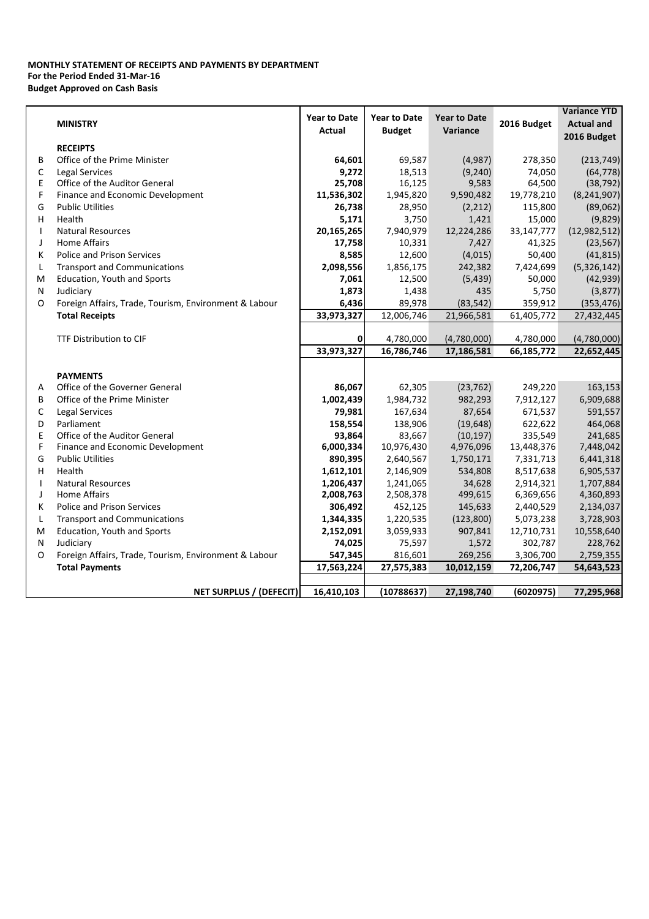**MONTHLY STATEMENT OF RECEIPTS AND PAYMENTS BY DEPARTMENT**
**For the Period Ended 31-Mar-16**
**Budget Approved on Cash Basis**

| | MINISTRY | Year to Date Actual | Year to Date Budget | Year to Date Variance | 2016 Budget | Variance YTD Actual and 2016 Budget |
|---|---|---|---|---|---|---|
| | **RECEIPTS** | | | | | |
| B | Office of the Prime Minister | **64,601** | 69,587 | (4,987) | 278,350 | (213,749) |
| C | Legal Services | **9,272** | 18,513 | (9,240) | 74,050 | (64,778) |
| E | Office of the Auditor General | **25,708** | 16,125 | 9,583 | 64,500 | (38,792) |
| F | Finance and Economic Development | **11,536,302** | 1,945,820 | 9,590,482 | 19,778,210 | (8,241,907) |
| G | Public Utilities | **26,738** | 28,950 | (2,212) | 115,800 | (89,062) |
| H | Health | **5,171** | 3,750 | 1,421 | 15,000 | (9,829) |
| I | Natural Resources | **20,165,265** | 7,940,979 | 12,224,286 | 33,147,777 | (12,982,512) |
| J | Home Affairs | **17,758** | 10,331 | 7,427 | 41,325 | (23,567) |
| K | Police and Prison Services | **8,585** | 12,600 | (4,015) | 50,400 | (41,815) |
| L | Transport and Communications | **2,098,556** | 1,856,175 | 242,382 | 7,424,699 | (5,326,142) |
| M | Education, Youth and Sports | **7,061** | 12,500 | (5,439) | 50,000 | (42,939) |
| N | Judiciary | **1,873** | 1,438 | 435 | 5,750 | (3,877) |
| O | Foreign Affairs, Trade, Tourism, Environment & Labour | **6,436** | 89,978 | (83,542) | 359,912 | (353,476) |
| | **Total Receipts** | **33,973,327** | 12,006,746 | 21,966,581 | 61,405,772 | 27,432,445 |
| | TTF Distribution to CIF | **0** | 4,780,000 | (4,780,000) | 4,780,000 | (4,780,000) |
| | | **33,973,327** | **16,786,746** | **17,186,581** | **66,185,772** | **22,652,445** |
| | **PAYMENTS** | | | | | |
| A | Office of the Governer General | **86,067** | 62,305 | (23,762) | 249,220 | 163,153 |
| B | Office of the Prime Minister | **1,002,439** | 1,984,732 | 982,293 | 7,912,127 | 6,909,688 |
| C | Legal Services | **79,981** | 167,634 | 87,654 | 671,537 | 591,557 |
| D | Parliament | **158,554** | 138,906 | (19,648) | 622,622 | 464,068 |
| E | Office of the Auditor General | **93,864** | 83,667 | (10,197) | 335,549 | 241,685 |
| F | Finance and Economic Development | **6,000,334** | 10,976,430 | 4,976,096 | 13,448,376 | 7,448,042 |
| G | Public Utilities | **890,395** | 2,640,567 | 1,750,171 | 7,331,713 | 6,441,318 |
| H | Health | **1,612,101** | 2,146,909 | 534,808 | 8,517,638 | 6,905,537 |
| I | Natural Resources | **1,206,437** | 1,241,065 | 34,628 | 2,914,321 | 1,707,884 |
| J | Home Affairs | **2,008,763** | 2,508,378 | 499,615 | 6,369,656 | 4,360,893 |
| K | Police and Prison Services | **306,492** | 452,125 | 145,633 | 2,440,529 | 2,134,037 |
| L | Transport and Communications | **1,344,335** | 1,220,535 | (123,800) | 5,073,238 | 3,728,903 |
| M | Education, Youth and Sports | **2,152,091** | 3,059,933 | 907,841 | 12,710,731 | 10,558,640 |
| N | Judiciary | **74,025** | 75,597 | 1,572 | 302,787 | 228,762 |
| O | Foreign Affairs, Trade, Tourism, Environment & Labour | **547,345** | 816,601 | 269,256 | 3,306,700 | 2,759,355 |
| | **Total Payments** | **17,563,224** | **27,575,383** | **10,012,159** | **72,206,747** | **54,643,523** |
| | **NET SURPLUS / (DEFECIT)** | **16,410,103** | **(10788637)** | **27,198,740** | **(6020975)** | **77,295,968** |